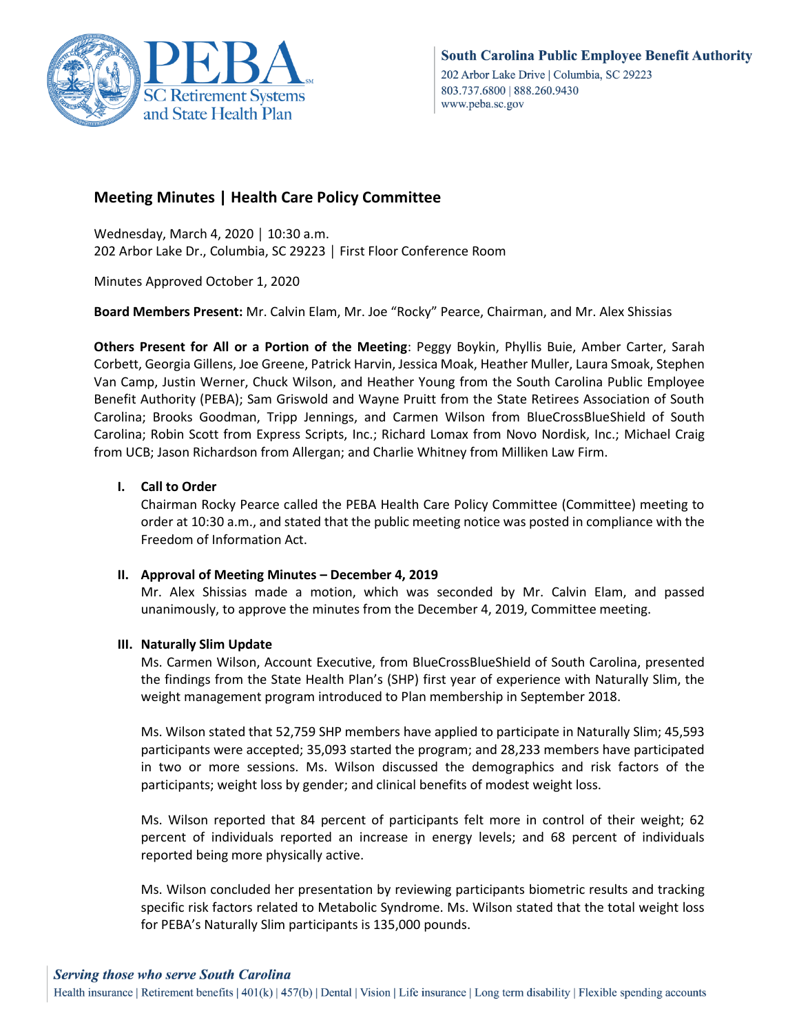# Meeting Minutes | Health Care Policy Committee

Wednesday, March 4, 2020 | 10:30 a.m.
202 Arbor Lake Dr., Columbia, SC 29223 | First Floor Conference Room

Minutes Approved October 1, 2020

**Board Members Present:** Mr. Calvin Elam, Mr. Joe "Rocky" Pearce, Chairman, and Mr. Alex Shissias

**Others Present for All or a Portion of the Meeting**: Peggy Boykin, Phyllis Buie, Amber Carter, Sarah Corbett, Georgia Gillens, Joe Greene, Patrick Harvin, Jessica Moak, Heather Muller, Laura Smoak, Stephen Van Camp, Justin Werner, Chuck Wilson, and Heather Young from the South Carolina Public Employee Benefit Authority (PEBA); Sam Griswold and Wayne Pruitt from the State Retirees Association of South Carolina; Brooks Goodman, Tripp Jennings, and Carmen Wilson from BlueCrossBlueShield of South Carolina; Robin Scott from Express Scripts, Inc.; Richard Lomax from Novo Nordisk, Inc.; Michael Craig from UCB; Jason Richardson from Allergan; and Charlie Whitney from Milliken Law Firm.

## I. Call to Order

Chairman Rocky Pearce called the PEBA Health Care Policy Committee (Committee) meeting to order at 10:30 a.m., and stated that the public meeting notice was posted in compliance with the Freedom of Information Act.

## II. Approval of Meeting Minutes – December 4, 2019

Mr. Alex Shissias made a motion, which was seconded by Mr. Calvin Elam, and passed unanimously, to approve the minutes from the December 4, 2019, Committee meeting.

## III. Naturally Slim Update

Ms. Carmen Wilson, Account Executive, from BlueCrossBlueShield of South Carolina, presented the findings from the State Health Plan's (SHP) first year of experience with Naturally Slim, the weight management program introduced to Plan membership in September 2018.

Ms. Wilson stated that 52,759 SHP members have applied to participate in Naturally Slim; 45,593 participants were accepted; 35,093 started the program; and 28,233 members have participated in two or more sessions. Ms. Wilson discussed the demographics and risk factors of the participants; weight loss by gender; and clinical benefits of modest weight loss.

Ms. Wilson reported that 84 percent of participants felt more in control of their weight; 62 percent of individuals reported an increase in energy levels; and 68 percent of individuals reported being more physically active.

Ms. Wilson concluded her presentation by reviewing participants biometric results and tracking specific risk factors related to Metabolic Syndrome. Ms. Wilson stated that the total weight loss for PEBA's Naturally Slim participants is 135,000 pounds.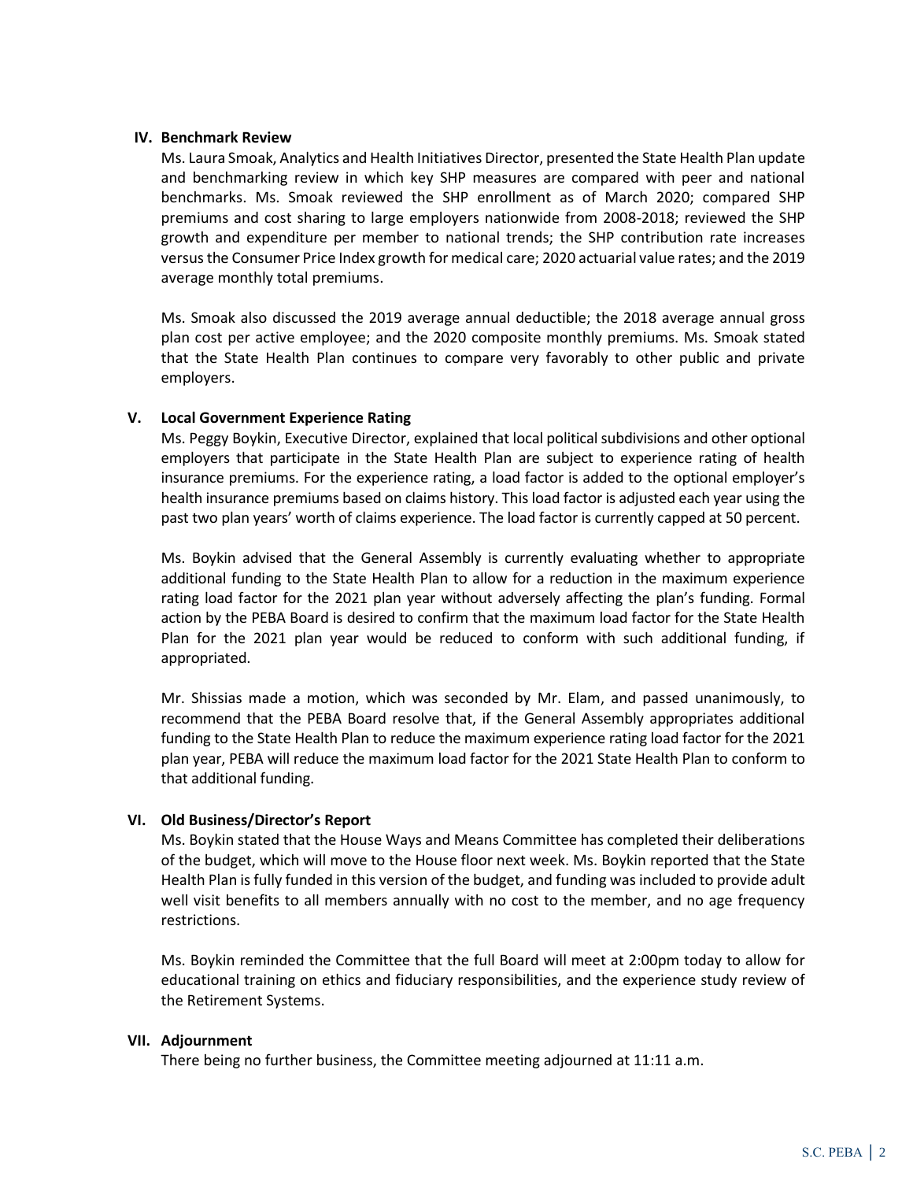## IV. Benchmark Review

Ms. Laura Smoak, Analytics and Health Initiatives Director, presented the State Health Plan update and benchmarking review in which key SHP measures are compared with peer and national benchmarks. Ms. Smoak reviewed the SHP enrollment as of March 2020; compared SHP premiums and cost sharing to large employers nationwide from 2008-2018; reviewed the SHP growth and expenditure per member to national trends; the SHP contribution rate increases versus the Consumer Price Index growth for medical care; 2020 actuarial value rates; and the 2019 average monthly total premiums.

Ms. Smoak also discussed the 2019 average annual deductible; the 2018 average annual gross plan cost per active employee; and the 2020 composite monthly premiums. Ms. Smoak stated that the State Health Plan continues to compare very favorably to other public and private employers.

## V. Local Government Experience Rating

Ms. Peggy Boykin, Executive Director, explained that local political subdivisions and other optional employers that participate in the State Health Plan are subject to experience rating of health insurance premiums. For the experience rating, a load factor is added to the optional employer's health insurance premiums based on claims history. This load factor is adjusted each year using the past two plan years' worth of claims experience. The load factor is currently capped at 50 percent.

Ms. Boykin advised that the General Assembly is currently evaluating whether to appropriate additional funding to the State Health Plan to allow for a reduction in the maximum experience rating load factor for the 2021 plan year without adversely affecting the plan's funding. Formal action by the PEBA Board is desired to confirm that the maximum load factor for the State Health Plan for the 2021 plan year would be reduced to conform with such additional funding, if appropriated.

Mr. Shissias made a motion, which was seconded by Mr. Elam, and passed unanimously, to recommend that the PEBA Board resolve that, if the General Assembly appropriates additional funding to the State Health Plan to reduce the maximum experience rating load factor for the 2021 plan year, PEBA will reduce the maximum load factor for the 2021 State Health Plan to conform to that additional funding.

## VI. Old Business/Director's Report

Ms. Boykin stated that the House Ways and Means Committee has completed their deliberations of the budget, which will move to the House floor next week. Ms. Boykin reported that the State Health Plan is fully funded in this version of the budget, and funding was included to provide adult well visit benefits to all members annually with no cost to the member, and no age frequency restrictions.

Ms. Boykin reminded the Committee that the full Board will meet at 2:00pm today to allow for educational training on ethics and fiduciary responsibilities, and the experience study review of the Retirement Systems.

## VII. Adjournment

There being no further business, the Committee meeting adjourned at 11:11 a.m.